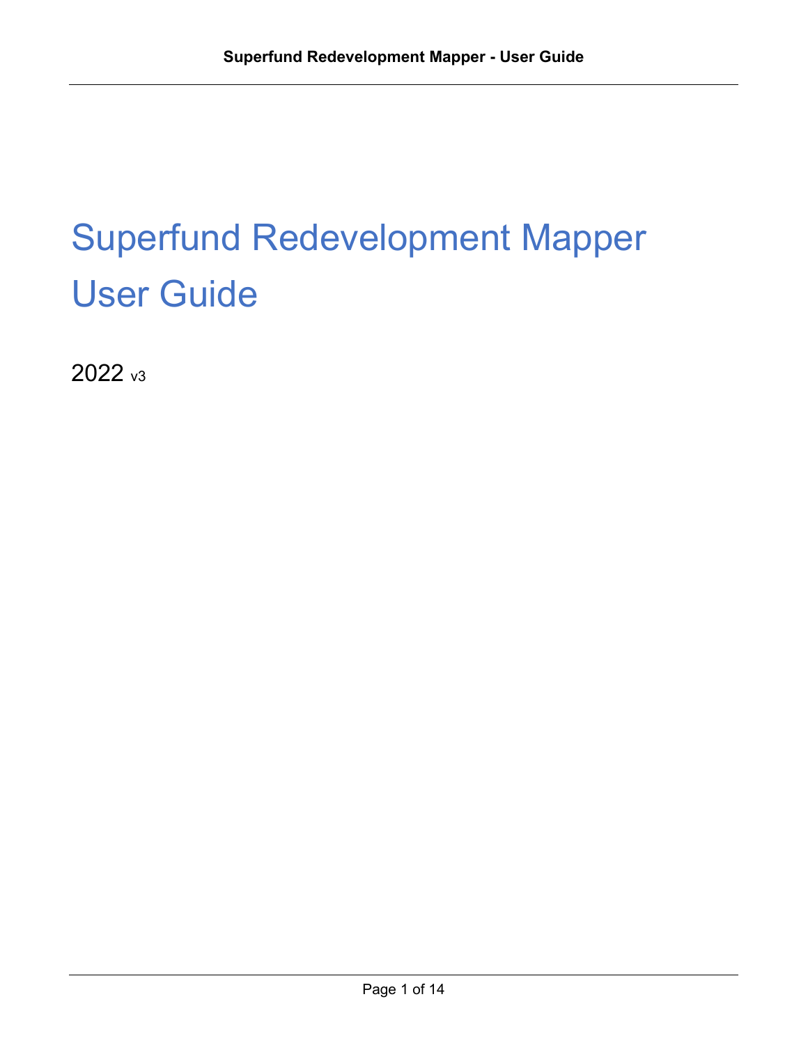# Superfund Redevelopment Mapper User Guide

2022 v3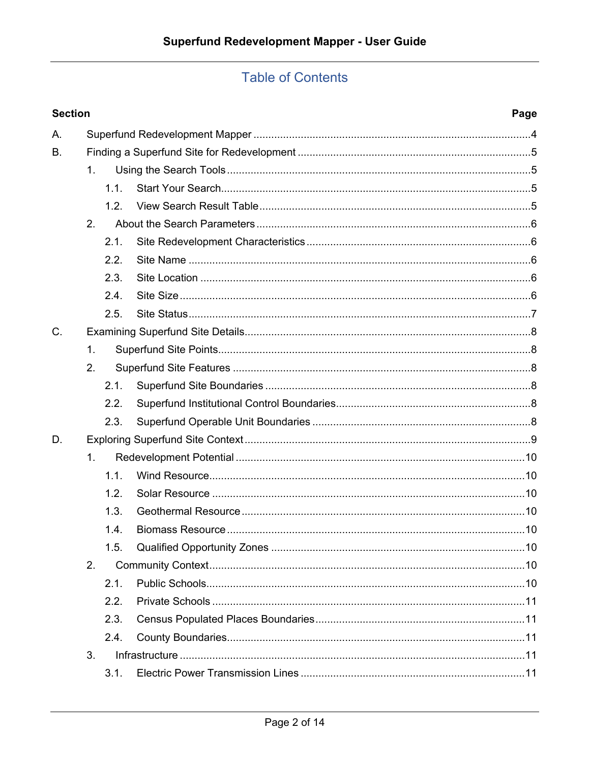## Table of Contents

| Section | | Page |
|---|---|---|
| A. | Superfund Redevelopment Mapper | 4 |
| B. | Finding a Superfund Site for Redevelopment | 5 |
| 1. | Using the Search Tools | 5 |
| 1.1. | Start Your Search | 5 |
| 1.2. | View Search Result Table | 5 |
| 2. | About the Search Parameters | 6 |
| 2.1. | Site Redevelopment Characteristics | 6 |
| 2.2. | Site Name | 6 |
| 2.3. | Site Location | 6 |
| 2.4. | Site Size | 6 |
| 2.5. | Site Status | 7 |
| C. | Examining Superfund Site Details | 8 |
| 1. | Superfund Site Points | 8 |
| 2. | Superfund Site Features | 8 |
| 2.1. | Superfund Site Boundaries | 8 |
| 2.2. | Superfund Institutional Control Boundaries | 8 |
| 2.3. | Superfund Operable Unit Boundaries | 8 |
| D. | Exploring Superfund Site Context | 9 |
| 1. | Redevelopment Potential | 10 |
| 1.1. | Wind Resource | 10 |
| 1.2. | Solar Resource | 10 |
| 1.3. | Geothermal Resource | 10 |
| 1.4. | Biomass Resource | 10 |
| 1.5. | Qualified Opportunity Zones | 10 |
| 2. | Community Context | 10 |
| 2.1. | Public Schools | 10 |
| 2.2. | Private Schools | 11 |
| 2.3. | Census Populated Places Boundaries | 11 |
| 2.4. | County Boundaries | 11 |
| 3. | Infrastructure | 11 |
| 3.1. | Electric Power Transmission Lines | 11 |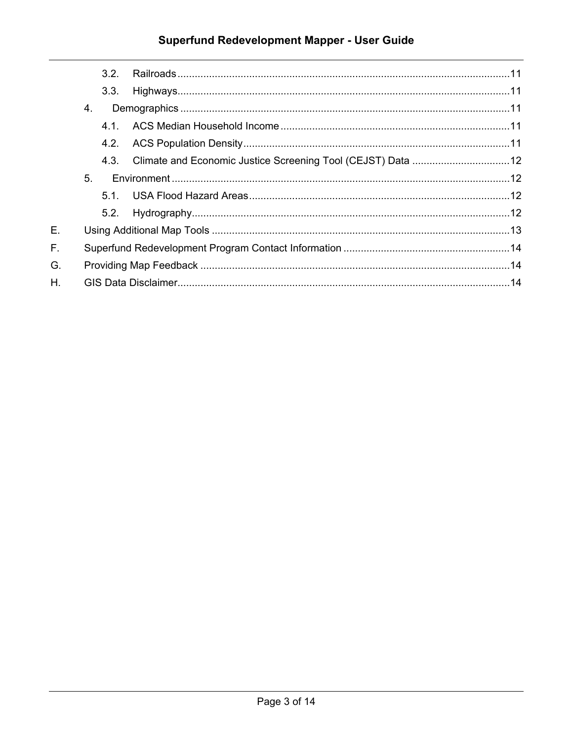- 3.2. Railroads ....................................................................................................................11
- 3.3. Highways.....................................................................................................................11
- 4. Demographics ..................................................................................................................11
- 4.1. ACS Median Household Income .................................................................................11
- 4.2. ACS Population Density..............................................................................................11
- 4.3. Climate and Economic Justice Screening Tool (CEJST) Data ...................................12
- 5. Environment .....................................................................................................................12
- 5.1. USA Flood Hazard Areas............................................................................................12
- 5.2. Hydrography................................................................................................................12
- E. Using Additional Map Tools ........................................................................................................13
- F. Superfund Redevelopment Program Contact Information ..........................................................14
- G. Providing Map Feedback ............................................................................................................14
- H. GIS Data Disclaimer....................................................................................................................14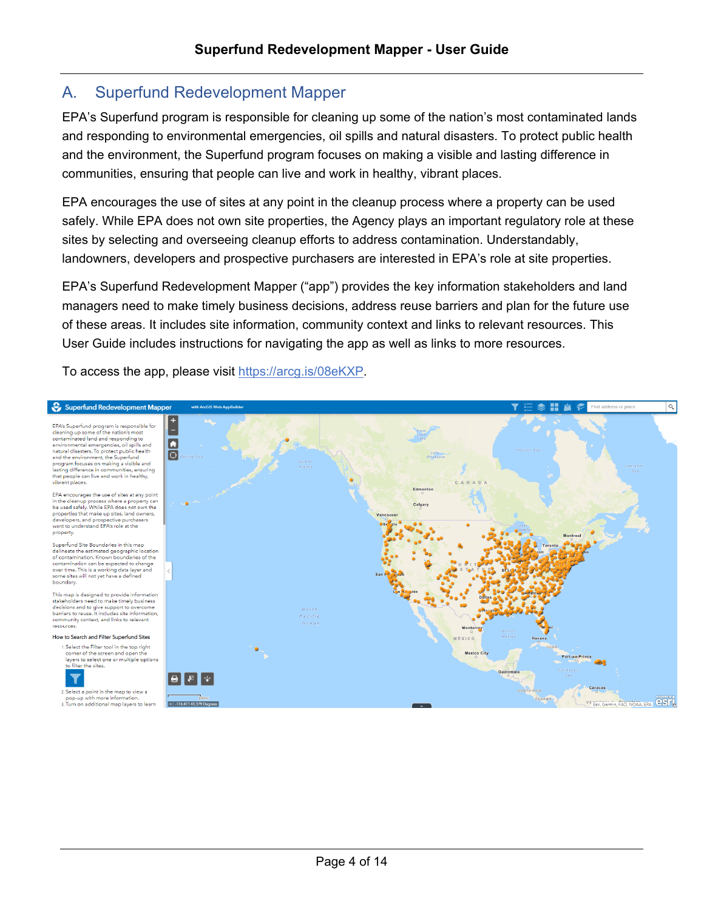## A. Superfund Redevelopment Mapper

EPA's Superfund program is responsible for cleaning up some of the nation's most contaminated lands and responding to environmental emergencies, oil spills and natural disasters. To protect public health and the environment, the Superfund program focuses on making a visible and lasting difference in communities, ensuring that people can live and work in healthy, vibrant places.

EPA encourages the use of sites at any point in the cleanup process where a property can be used safely. While EPA does not own site properties, the Agency plays an important regulatory role at these sites by selecting and overseeing cleanup efforts to address contamination. Understandably, landowners, developers and prospective purchasers are interested in EPA's role at site properties.

EPA's Superfund Redevelopment Mapper ("app") provides the key information stakeholders and land managers need to make timely business decisions, address reuse barriers and plan for the future use of these areas. It includes site information, community context and links to relevant resources. This User Guide includes instructions for navigating the app as well as links to more resources.

To access the app, please visit https://arcg.is/08eKXP.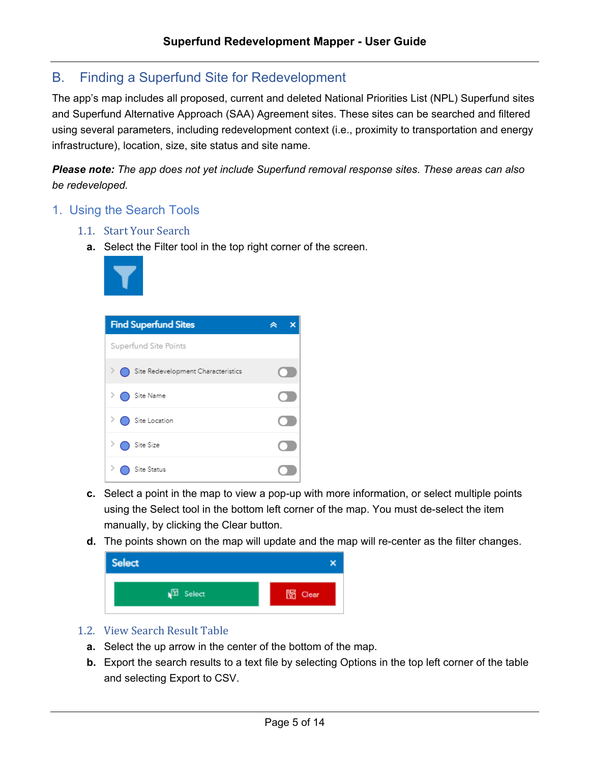## B. Finding a Superfund Site for Redevelopment

The app's map includes all proposed, current and deleted National Priorities List (NPL) Superfund sites and Superfund Alternative Approach (SAA) Agreement sites. These sites can be searched and filtered using several parameters, including redevelopment context (i.e., proximity to transportation and energy infrastructure), location, size, site status and site name.

***Please note:*** *The app does not yet include Superfund removal response sites. These areas can also be redeveloped.*

### 1. Using the Search Tools

#### 1.1. Start Your Search

**a.** Select the Filter tool in the top right corner of the screen.

**c.** Select a point in the map to view a pop-up with more information, or select multiple points using the Select tool in the bottom left corner of the map. You must de-select the item manually, by clicking the Clear button.

**d.** The points shown on the map will update and the map will re-center as the filter changes.

#### 1.2. View Search Result Table

**a.** Select the up arrow in the center of the bottom of the map.

**b.** Export the search results to a text file by selecting Options in the top left corner of the table and selecting Export to CSV.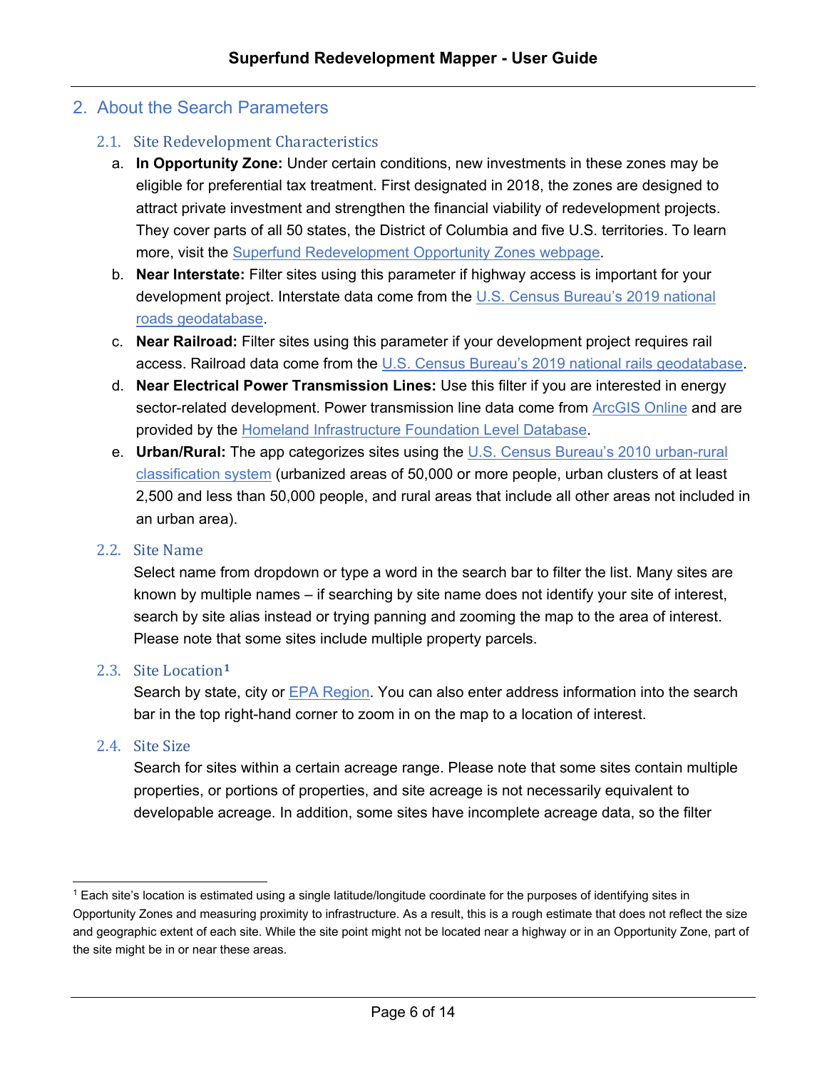## 2. About the Search Parameters

### 2.1. Site Redevelopment Characteristics

a. **In Opportunity Zone:** Under certain conditions, new investments in these zones may be eligible for preferential tax treatment. First designated in 2018, the zones are designed to attract private investment and strengthen the financial viability of redevelopment projects. They cover parts of all 50 states, the District of Columbia and five U.S. territories. To learn more, visit the Superfund Redevelopment Opportunity Zones webpage.

b. **Near Interstate:** Filter sites using this parameter if highway access is important for your development project. Interstate data come from the U.S. Census Bureau's 2019 national roads geodatabase.

c. **Near Railroad:** Filter sites using this parameter if your development project requires rail access. Railroad data come from the U.S. Census Bureau's 2019 national rails geodatabase.

d. **Near Electrical Power Transmission Lines:** Use this filter if you are interested in energy sector-related development. Power transmission line data come from ArcGIS Online and are provided by the Homeland Infrastructure Foundation Level Database.

e. **Urban/Rural:** The app categorizes sites using the U.S. Census Bureau's 2010 urban-rural classification system (urbanized areas of 50,000 or more people, urban clusters of at least 2,500 and less than 50,000 people, and rural areas that include all other areas not included in an urban area).

### 2.2. Site Name

Select name from dropdown or type a word in the search bar to filter the list. Many sites are known by multiple names – if searching by site name does not identify your site of interest, search by site alias instead or trying panning and zooming the map to the area of interest. Please note that some sites include multiple property parcels.

### 2.3. Site Location[1]

Search by state, city or EPA Region. You can also enter address information into the search bar in the top right-hand corner to zoom in on the map to a location of interest.

### 2.4. Site Size

Search for sites within a certain acreage range. Please note that some sites contain multiple properties, or portions of properties, and site acreage is not necessarily equivalent to developable acreage. In addition, some sites have incomplete acreage data, so the filter

---

[1] Each site's location is estimated using a single latitude/longitude coordinate for the purposes of identifying sites in Opportunity Zones and measuring proximity to infrastructure. As a result, this is a rough estimate that does not reflect the size and geographic extent of each site. While the site point might not be located near a highway or in an Opportunity Zone, part of the site might be in or near these areas.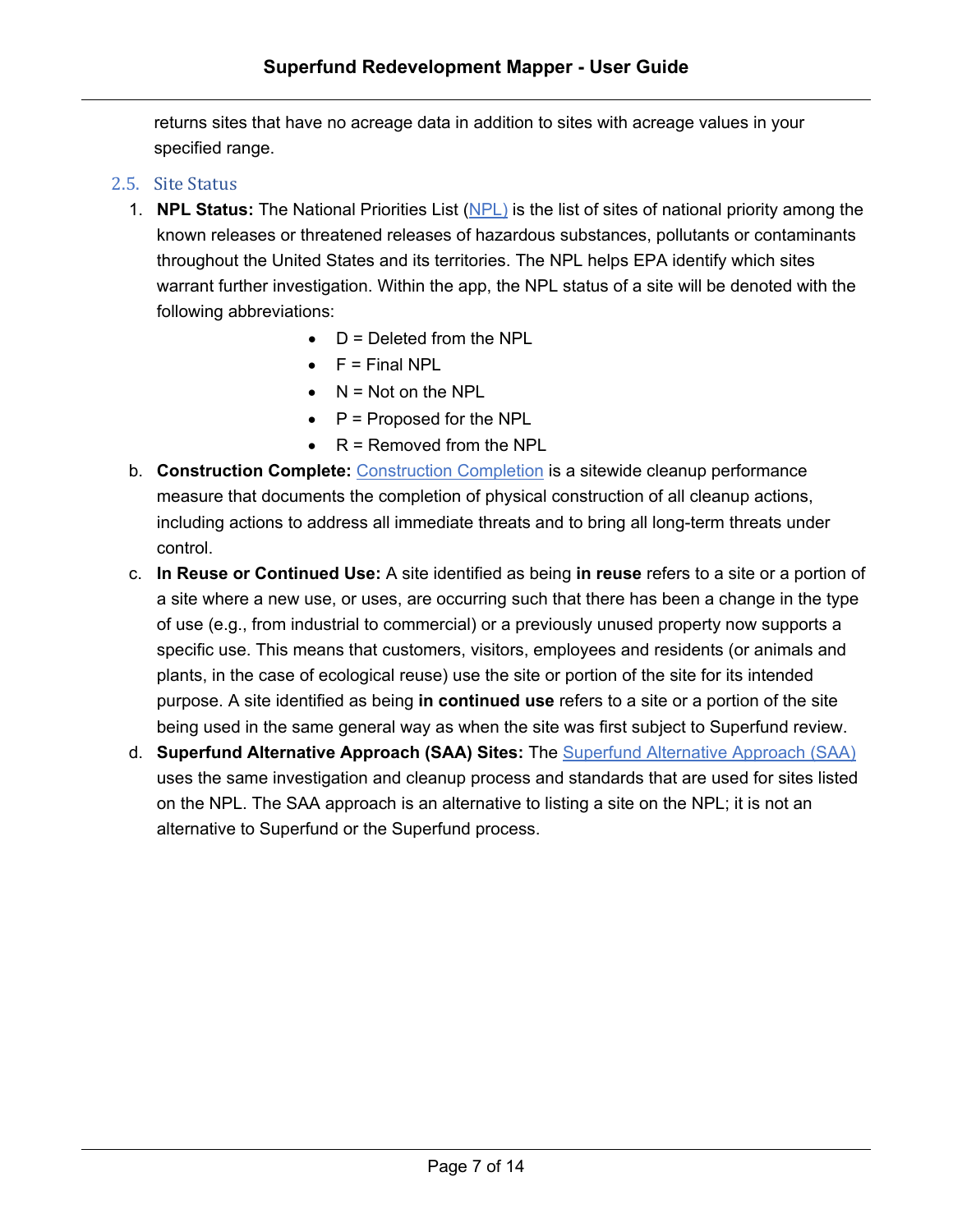returns sites that have no acreage data in addition to sites with acreage values in your specified range.

### 2.5. Site Status

1. **NPL Status:** The National Priorities List (NPL) is the list of sites of national priority among the known releases or threatened releases of hazardous substances, pollutants or contaminants throughout the United States and its territories. The NPL helps EPA identify which sites warrant further investigation. Within the app, the NPL status of a site will be denoted with the following abbreviations:
   - D = Deleted from the NPL
   - F = Final NPL
   - N = Not on the NPL
   - P = Proposed for the NPL
   - R = Removed from the NPL

b. **Construction Complete:** Construction Completion is a sitewide cleanup performance measure that documents the completion of physical construction of all cleanup actions, including actions to address all immediate threats and to bring all long-term threats under control.

c. **In Reuse or Continued Use:** A site identified as being **in reuse** refers to a site or a portion of a site where a new use, or uses, are occurring such that there has been a change in the type of use (e.g., from industrial to commercial) or a previously unused property now supports a specific use. This means that customers, visitors, employees and residents (or animals and plants, in the case of ecological reuse) use the site or portion of the site for its intended purpose. A site identified as being **in continued use** refers to a site or a portion of the site being used in the same general way as when the site was first subject to Superfund review.

d. **Superfund Alternative Approach (SAA) Sites:** The Superfund Alternative Approach (SAA) uses the same investigation and cleanup process and standards that are used for sites listed on the NPL. The SAA approach is an alternative to listing a site on the NPL; it is not an alternative to Superfund or the Superfund process.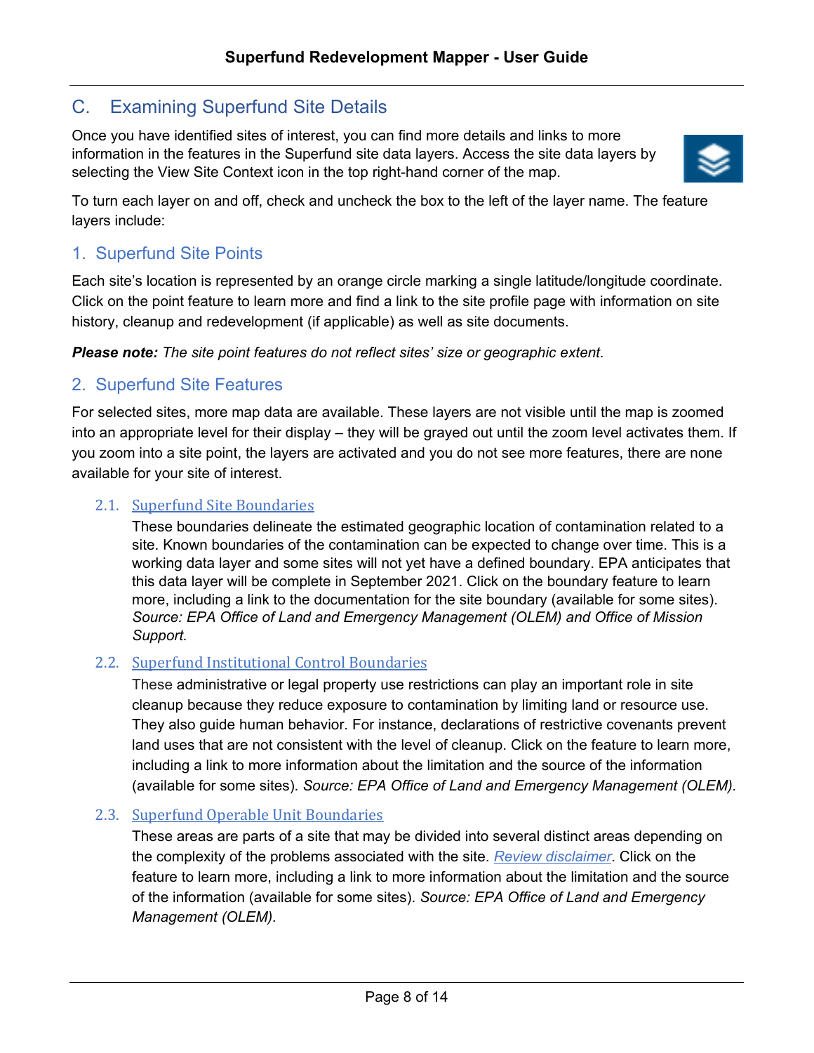## C. Examining Superfund Site Details

Once you have identified sites of interest, you can find more details and links to more information in the features in the Superfund site data layers. Access the site data layers by selecting the View Site Context icon in the top right-hand corner of the map.

To turn each layer on and off, check and uncheck the box to the left of the layer name. The feature layers include:

### 1. Superfund Site Points

Each site's location is represented by an orange circle marking a single latitude/longitude coordinate. Click on the point feature to learn more and find a link to the site profile page with information on site history, cleanup and redevelopment (if applicable) as well as site documents.

***Please note:*** *The site point features do not reflect sites' size or geographic extent.*

### 2. Superfund Site Features

For selected sites, more map data are available. These layers are not visible until the map is zoomed into an appropriate level for their display – they will be grayed out until the zoom level activates them. If you zoom into a site point, the layers are activated and you do not see more features, there are none available for your site of interest.

#### 2.1. Superfund Site Boundaries

These boundaries delineate the estimated geographic location of contamination related to a site. Known boundaries of the contamination can be expected to change over time. This is a working data layer and some sites will not yet have a defined boundary. EPA anticipates that this data layer will be complete in September 2021. Click on the boundary feature to learn more, including a link to the documentation for the site boundary (available for some sites). *Source: EPA Office of Land and Emergency Management (OLEM) and Office of Mission Support.*

#### 2.2. Superfund Institutional Control Boundaries

These administrative or legal property use restrictions can play an important role in site cleanup because they reduce exposure to contamination by limiting land or resource use. They also guide human behavior. For instance, declarations of restrictive covenants prevent land uses that are not consistent with the level of cleanup. Click on the feature to learn more, including a link to more information about the limitation and the source of the information (available for some sites). *Source: EPA Office of Land and Emergency Management (OLEM).*

#### 2.3. Superfund Operable Unit Boundaries

These areas are parts of a site that may be divided into several distinct areas depending on the complexity of the problems associated with the site. *Review disclaimer*. Click on the feature to learn more, including a link to more information about the limitation and the source of the information (available for some sites). *Source: EPA Office of Land and Emergency Management (OLEM).*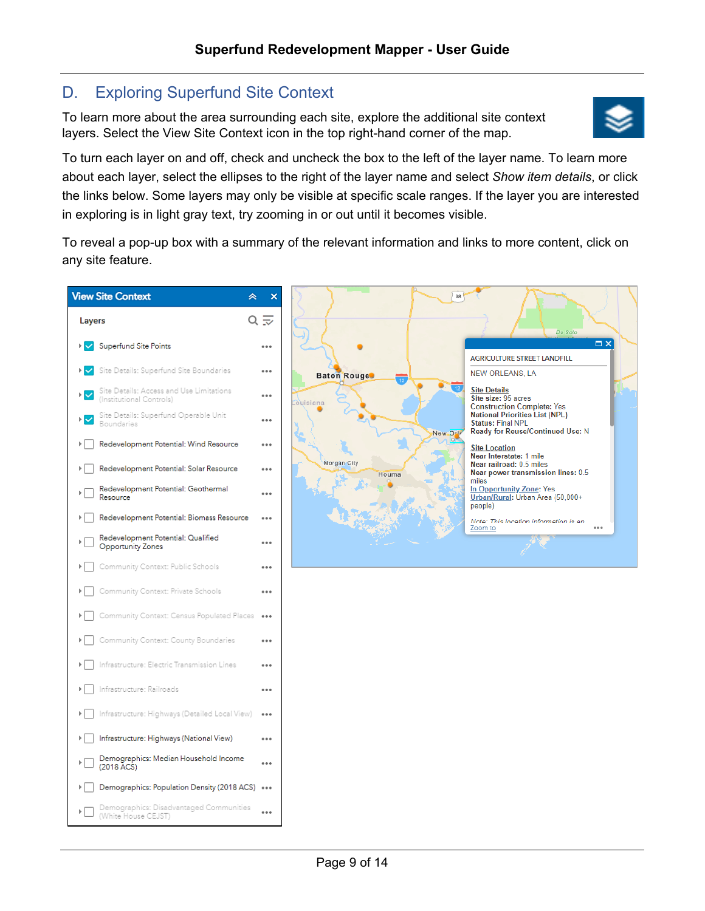## D. Exploring Superfund Site Context

To learn more about the area surrounding each site, explore the additional site context layers. Select the View Site Context icon in the top right-hand corner of the map.

To turn each layer on and off, check and uncheck the box to the left of the layer name. To learn more about each layer, select the ellipses to the right of the layer name and select *Show item details*, or click the links below. Some layers may only be visible at specific scale ranges. If the layer you are interested in exploring is in light gray text, try zooming in or out until it becomes visible.

To reveal a pop-up box with a summary of the relevant information and links to more content, click on any site feature.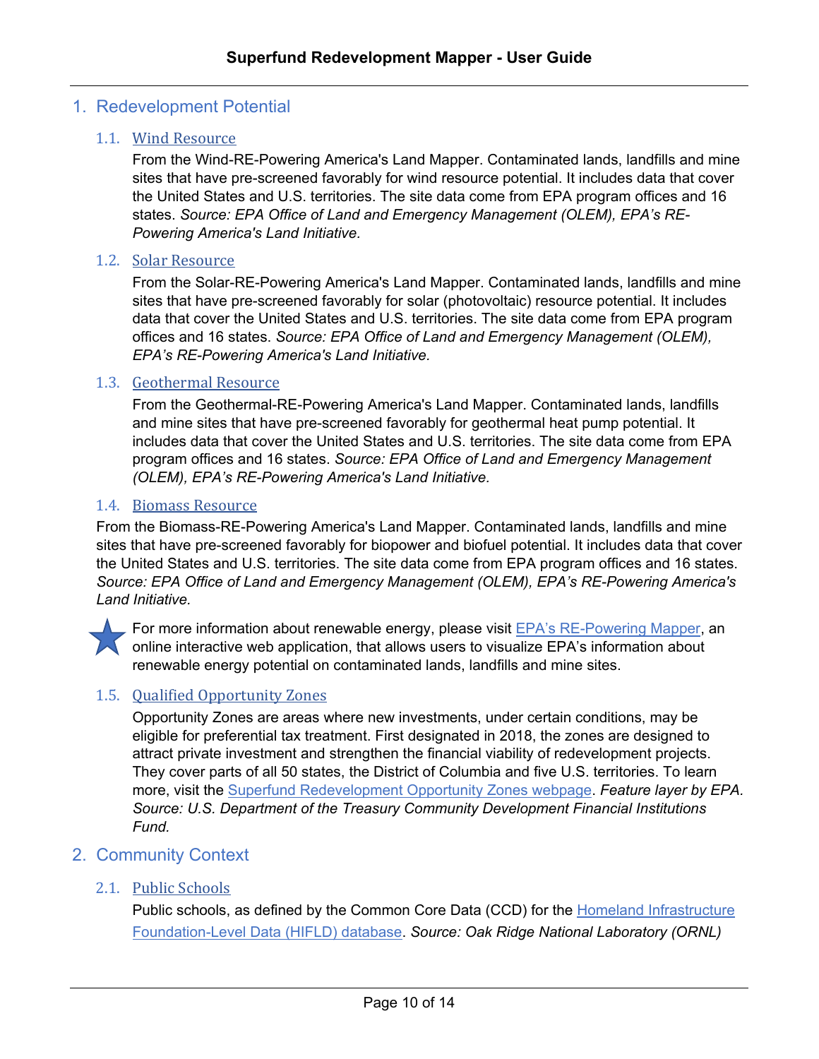## 1. Redevelopment Potential

### 1.1. Wind Resource

From the Wind-RE-Powering America's Land Mapper. Contaminated lands, landfills and mine sites that have pre-screened favorably for wind resource potential. It includes data that cover the United States and U.S. territories. The site data come from EPA program offices and 16 states. *Source: EPA Office of Land and Emergency Management (OLEM), EPA's RE-Powering America's Land Initiative.*

### 1.2. Solar Resource

From the Solar-RE-Powering America's Land Mapper. Contaminated lands, landfills and mine sites that have pre-screened favorably for solar (photovoltaic) resource potential. It includes data that cover the United States and U.S. territories. The site data come from EPA program offices and 16 states. *Source: EPA Office of Land and Emergency Management (OLEM), EPA's RE-Powering America's Land Initiative.*

### 1.3. Geothermal Resource

From the Geothermal-RE-Powering America's Land Mapper. Contaminated lands, landfills and mine sites that have pre-screened favorably for geothermal heat pump potential. It includes data that cover the United States and U.S. territories. The site data come from EPA program offices and 16 states. *Source: EPA Office of Land and Emergency Management (OLEM), EPA's RE-Powering America's Land Initiative.*

### 1.4. Biomass Resource

From the Biomass-RE-Powering America's Land Mapper. Contaminated lands, landfills and mine sites that have pre-screened favorably for biopower and biofuel potential. It includes data that cover the United States and U.S. territories. The site data come from EPA program offices and 16 states. *Source: EPA Office of Land and Emergency Management (OLEM), EPA's RE-Powering America's Land Initiative.*

For more information about renewable energy, please visit EPA's RE-Powering Mapper, an online interactive web application, that allows users to visualize EPA's information about renewable energy potential on contaminated lands, landfills and mine sites.

### 1.5. Qualified Opportunity Zones

Opportunity Zones are areas where new investments, under certain conditions, may be eligible for preferential tax treatment. First designated in 2018, the zones are designed to attract private investment and strengthen the financial viability of redevelopment projects. They cover parts of all 50 states, the District of Columbia and five U.S. territories. To learn more, visit the Superfund Redevelopment Opportunity Zones webpage. *Feature layer by EPA. Source: U.S. Department of the Treasury Community Development Financial Institutions Fund.*

## 2. Community Context

### 2.1. Public Schools

Public schools, as defined by the Common Core Data (CCD) for the Homeland Infrastructure Foundation-Level Data (HIFLD) database. *Source: Oak Ridge National Laboratory (ORNL)*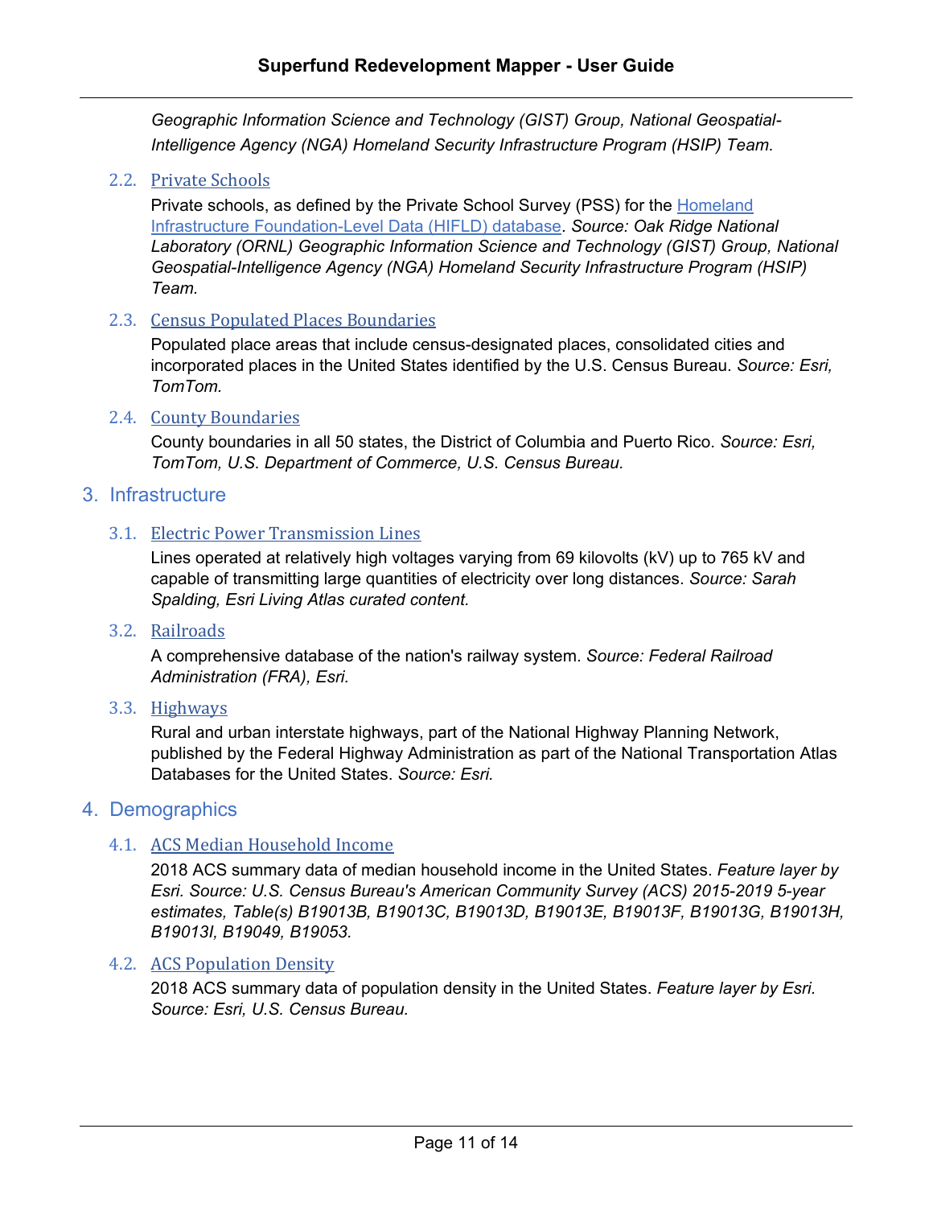*Geographic Information Science and Technology (GIST) Group, National Geospatial-Intelligence Agency (NGA) Homeland Security Infrastructure Program (HSIP) Team.*

### 2.2. Private Schools

Private schools, as defined by the Private School Survey (PSS) for the Homeland Infrastructure Foundation-Level Data (HIFLD) database. *Source: Oak Ridge National Laboratory (ORNL) Geographic Information Science and Technology (GIST) Group, National Geospatial-Intelligence Agency (NGA) Homeland Security Infrastructure Program (HSIP) Team.*

### 2.3. Census Populated Places Boundaries

Populated place areas that include census-designated places, consolidated cities and incorporated places in the United States identified by the U.S. Census Bureau. *Source: Esri, TomTom.*

### 2.4. County Boundaries

County boundaries in all 50 states, the District of Columbia and Puerto Rico. *Source: Esri, TomTom, U.S. Department of Commerce, U.S. Census Bureau.*

## 3. Infrastructure

### 3.1. Electric Power Transmission Lines

Lines operated at relatively high voltages varying from 69 kilovolts (kV) up to 765 kV and capable of transmitting large quantities of electricity over long distances. *Source: Sarah Spalding, Esri Living Atlas curated content.*

### 3.2. Railroads

A comprehensive database of the nation's railway system. *Source: Federal Railroad Administration (FRA), Esri.*

### 3.3. Highways

Rural and urban interstate highways, part of the National Highway Planning Network, published by the Federal Highway Administration as part of the National Transportation Atlas Databases for the United States. *Source: Esri.*

## 4. Demographics

### 4.1. ACS Median Household Income

2018 ACS summary data of median household income in the United States. *Feature layer by Esri. Source: U.S. Census Bureau's American Community Survey (ACS) 2015-2019 5-year estimates, Table(s) B19013B, B19013C, B19013D, B19013E, B19013F, B19013G, B19013H, B19013I, B19049, B19053.*

### 4.2. ACS Population Density

2018 ACS summary data of population density in the United States. *Feature layer by Esri. Source: Esri, U.S. Census Bureau.*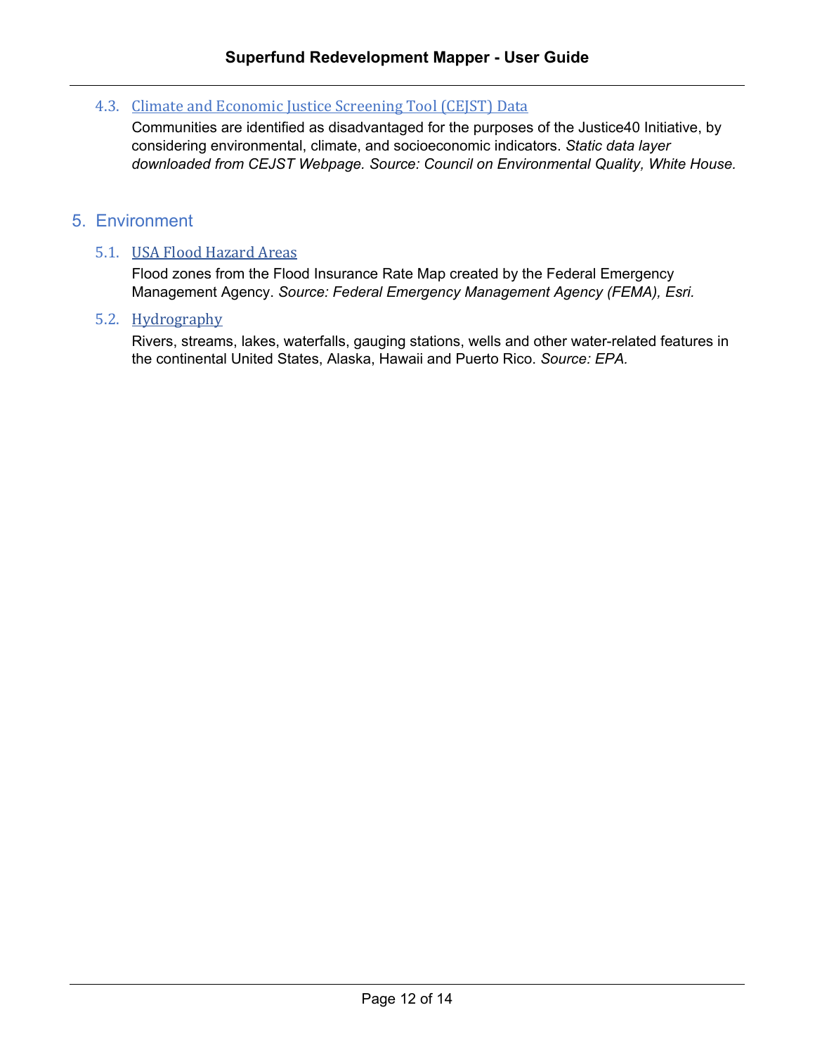### 4.3. Climate and Economic Justice Screening Tool (CEJST) Data

Communities are identified as disadvantaged for the purposes of the Justice40 Initiative, by considering environmental, climate, and socioeconomic indicators. *Static data layer downloaded from CEJST Webpage. Source: Council on Environmental Quality, White House.*

## 5. Environment

### 5.1. USA Flood Hazard Areas

Flood zones from the Flood Insurance Rate Map created by the Federal Emergency Management Agency. *Source: Federal Emergency Management Agency (FEMA), Esri.*

### 5.2. Hydrography

Rivers, streams, lakes, waterfalls, gauging stations, wells and other water-related features in the continental United States, Alaska, Hawaii and Puerto Rico. *Source: EPA.*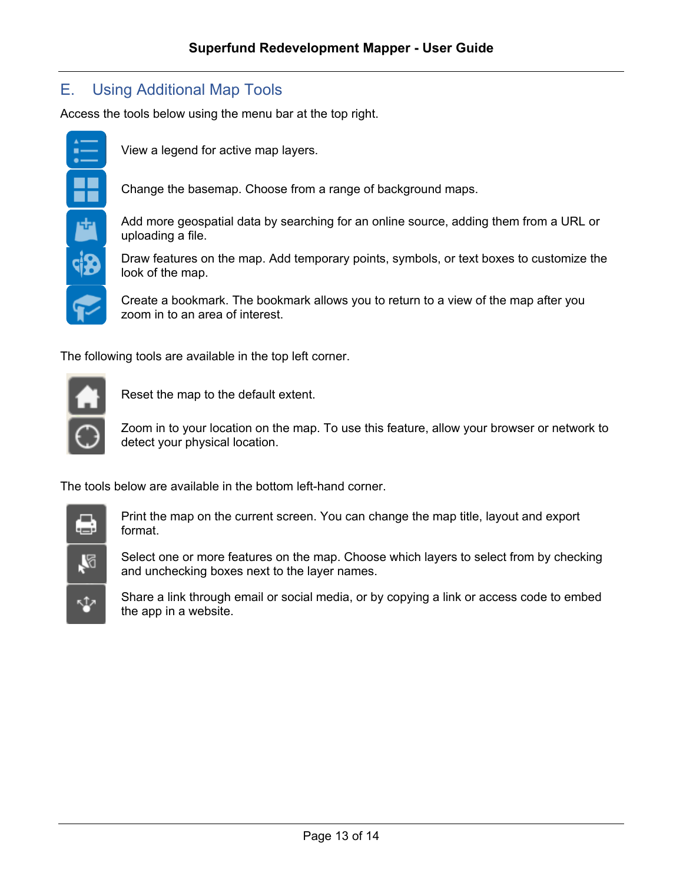## E. Using Additional Map Tools

Access the tools below using the menu bar at the top right.

- View a legend for active map layers.
- Change the basemap. Choose from a range of background maps.
- Add more geospatial data by searching for an online source, adding them from a URL or uploading a file.
- Draw features on the map. Add temporary points, symbols, or text boxes to customize the look of the map.
- Create a bookmark. The bookmark allows you to return to a view of the map after you zoom in to an area of interest.

The following tools are available in the top left corner.

- Reset the map to the default extent.
- Zoom in to your location on the map. To use this feature, allow your browser or network to detect your physical location.

The tools below are available in the bottom left-hand corner.

- Print the map on the current screen. You can change the map title, layout and export format.
- Select one or more features on the map. Choose which layers to select from by checking and unchecking boxes next to the layer names.
- Share a link through email or social media, or by copying a link or access code to embed the app in a website.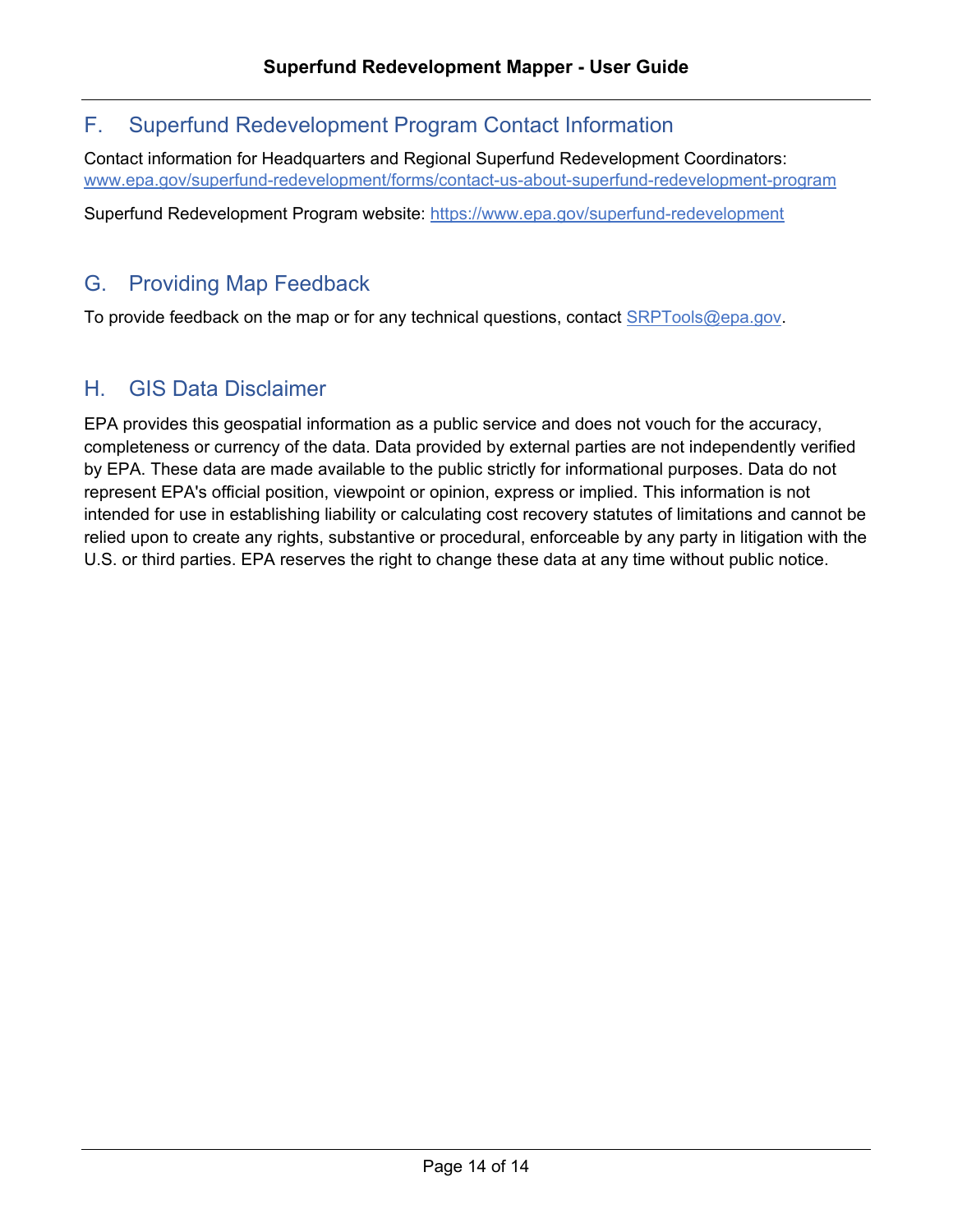## F. Superfund Redevelopment Program Contact Information

Contact information for Headquarters and Regional Superfund Redevelopment Coordinators: [www.epa.gov/superfund-redevelopment/forms/contact-us-about-superfund-redevelopment-program](www.epa.gov/superfund-redevelopment/forms/contact-us-about-superfund-redevelopment-program)

Superfund Redevelopment Program website: [https://www.epa.gov/superfund-redevelopment](https://www.epa.gov/superfund-redevelopment)

## G. Providing Map Feedback

To provide feedback on the map or for any technical questions, contact [SRPTools@epa.gov](mailto:SRPTools@epa.gov).

## H. GIS Data Disclaimer

EPA provides this geospatial information as a public service and does not vouch for the accuracy, completeness or currency of the data. Data provided by external parties are not independently verified by EPA. These data are made available to the public strictly for informational purposes. Data do not represent EPA's official position, viewpoint or opinion, express or implied. This information is not intended for use in establishing liability or calculating cost recovery statutes of limitations and cannot be relied upon to create any rights, substantive or procedural, enforceable by any party in litigation with the U.S. or third parties. EPA reserves the right to change these data at any time without public notice.